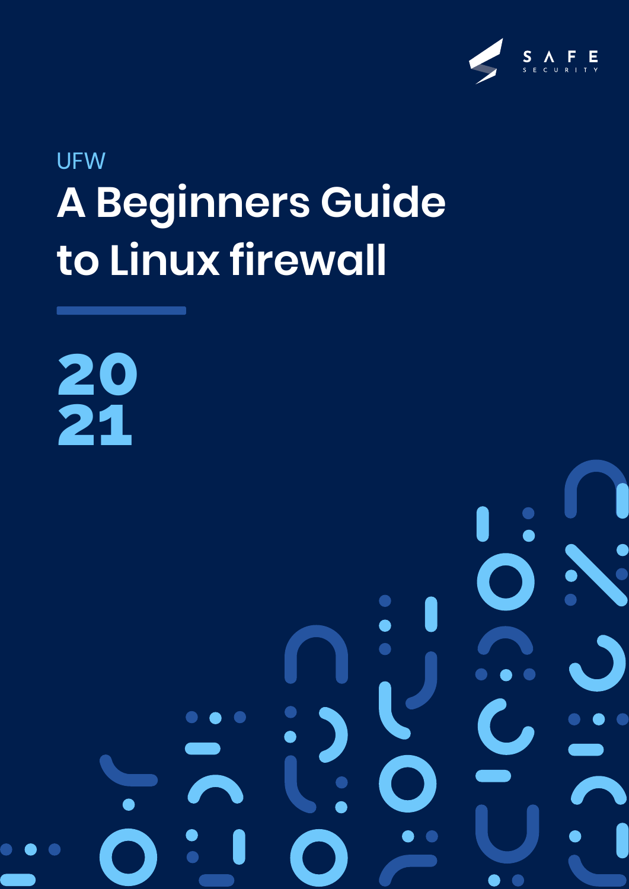SAFE SECURITY

UFW

# A Beginners Guide to Linux firewall

2021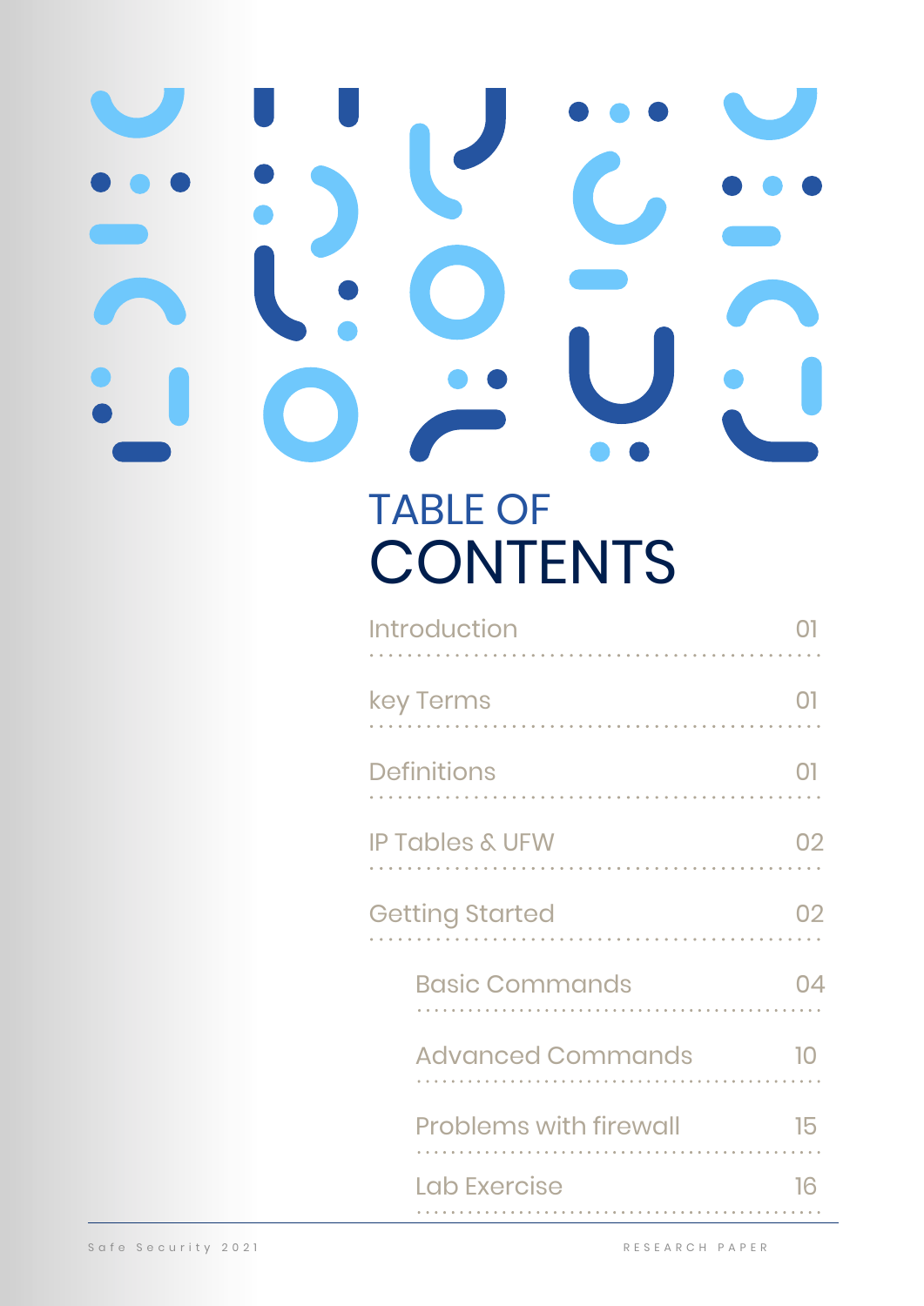# TABLE OF CONTENTS

| | |
|---|---|
| Introduction | 01 |
| key Terms | 01 |
| Definitions | 01 |
| IP Tables & UFW | 02 |
| Getting Started | 02 |
| Basic Commands | 04 |
| Advanced Commands | 10 |
| Problems with firewall | 15 |
| Lab Exercise | 16 |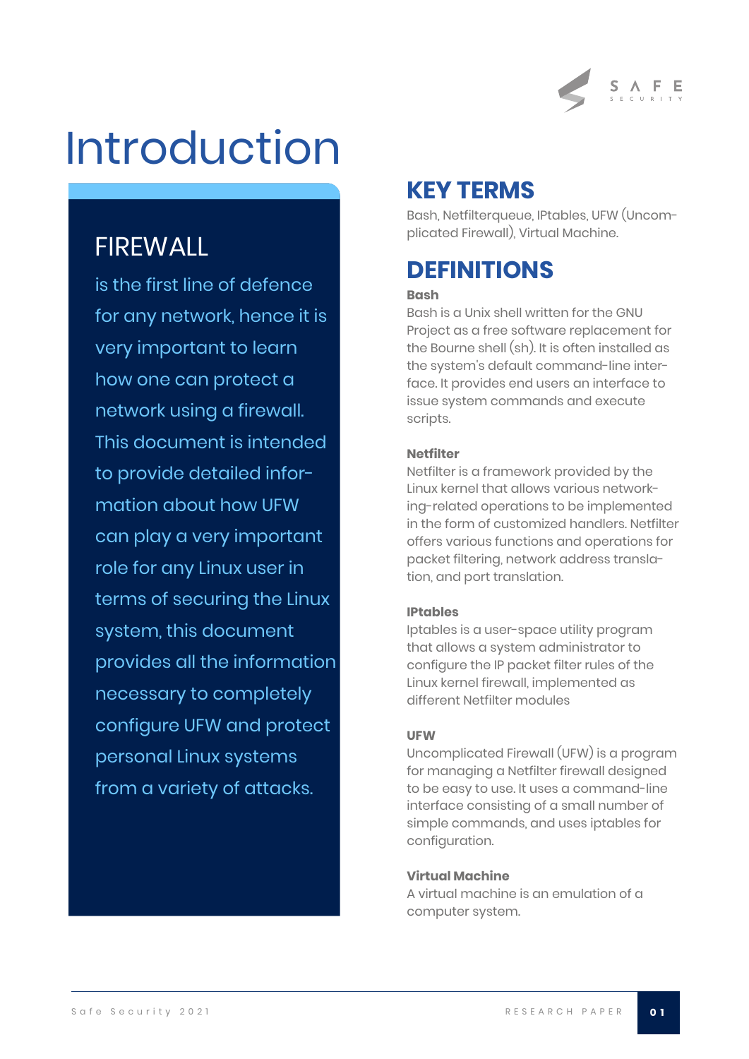# Introduction

## FIREWALL

is the first line of defence for any network, hence it is very important to learn how one can protect a network using a firewall. This document is intended to provide detailed information about how UFW can play a very important role for any Linux user in terms of securing the Linux system, this document provides all the information necessary to completely configure UFW and protect personal Linux systems from a variety of attacks.

## KEY TERMS

Bash, Netfilterqueue, IPtables, UFW (Uncomplicated Firewall), Virtual Machine.

## DEFINITIONS

**Bash**

Bash is a Unix shell written for the GNU Project as a free software replacement for the Bourne shell (sh). It is often installed as the system's default command-line interface. It provides end users an interface to issue system commands and execute scripts.

**Netfilter**

Netfilter is a framework provided by the Linux kernel that allows various networking-related operations to be implemented in the form of customized handlers. Netfilter offers various functions and operations for packet filtering, network address translation, and port translation.

**IPtables**

Iptables is a user-space utility program that allows a system administrator to configure the IP packet filter rules of the Linux kernel firewall, implemented as different Netfilter modules

**UFW**

Uncomplicated Firewall (UFW) is a program for managing a Netfilter firewall designed to be easy to use. It uses a command-line interface consisting of a small number of simple commands, and uses iptables for configuration.

**Virtual Machine**

A virtual machine is an emulation of a computer system.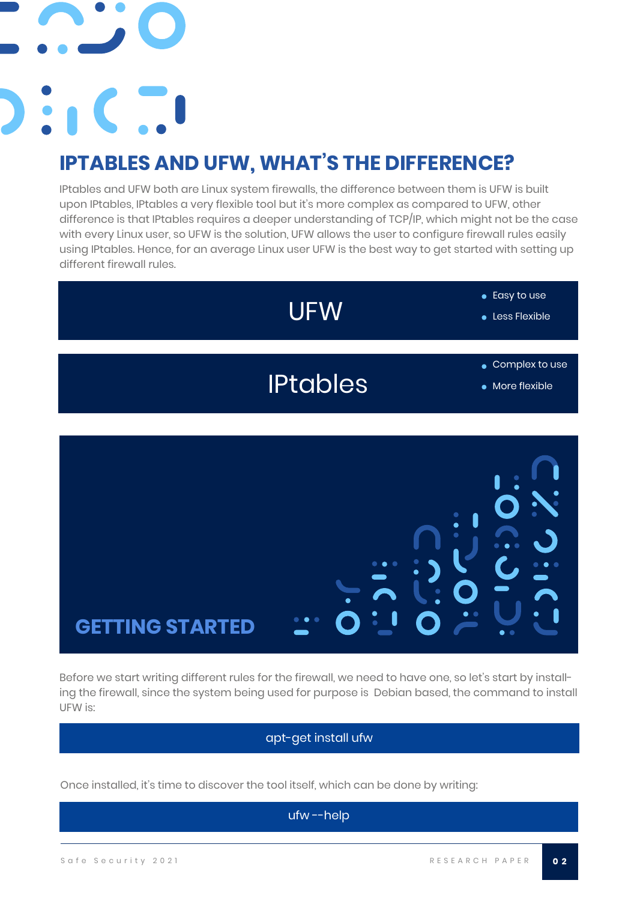## IPTABLES AND UFW, WHAT'S THE DIFFERENCE?

IPtables and UFW both are Linux system firewalls, the difference between them is UFW is built upon IPtables, IPtables a very flexible tool but it's more complex as compared to UFW, other difference is that IPtables requires a deeper understanding of TCP/IP, which might not be the case with every Linux user, so UFW is the solution, UFW allows the user to configure firewall rules easily using IPtables. Hence, for an average Linux user UFW is the best way to get started with setting up different firewall rules.

**UFW**

- Easy to use
- Less Flexible

**IPtables**

- Complex to use
- More flexible

## GETTING STARTED

Before we start writing different rules for the firewall, we need to have one, so let's start by installing the firewall, since the system being used for purpose is Debian based, the command to install UFW is:

```
apt-get install ufw
```

Once installed, it's time to discover the tool itself, which can be done by writing:

```
ufw --help
```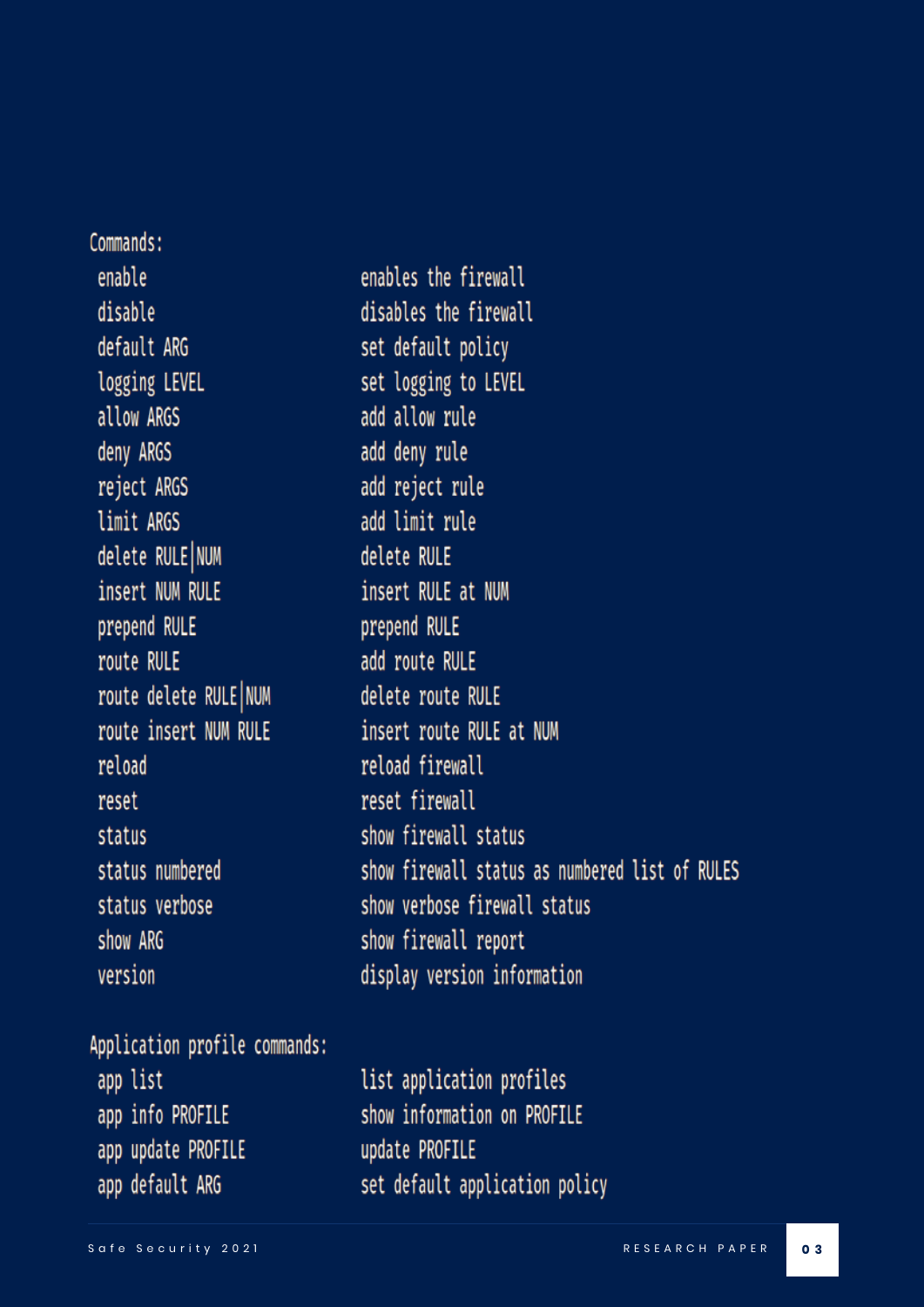```
Commands:
 enable                          enables the firewall
 disable                         disables the firewall
 default ARG                     set default policy
 logging LEVEL                   set logging to LEVEL
 allow ARGS                      add allow rule
 deny ARGS                       add deny rule
 reject ARGS                     add reject rule
 limit ARGS                      add limit rule
 delete RULE|NUM                 delete RULE
 insert NUM RULE                 insert RULE at NUM
 prepend RULE                    prepend RULE
 route RULE                      add route RULE
 route delete RULE|NUM           delete route RULE
 route insert NUM RULE           insert route RULE at NUM
 reload                          reload firewall
 reset                           reset firewall
 status                          show firewall status
 status numbered                 show firewall status as numbered list of RULES
 status verbose                  show verbose firewall status
 show ARG                        show firewall report
 version                         display version information

Application profile commands:
 app list                        list application profiles
 app info PROFILE                show information on PROFILE
 app update PROFILE              update PROFILE
 app default ARG                 set default application policy
```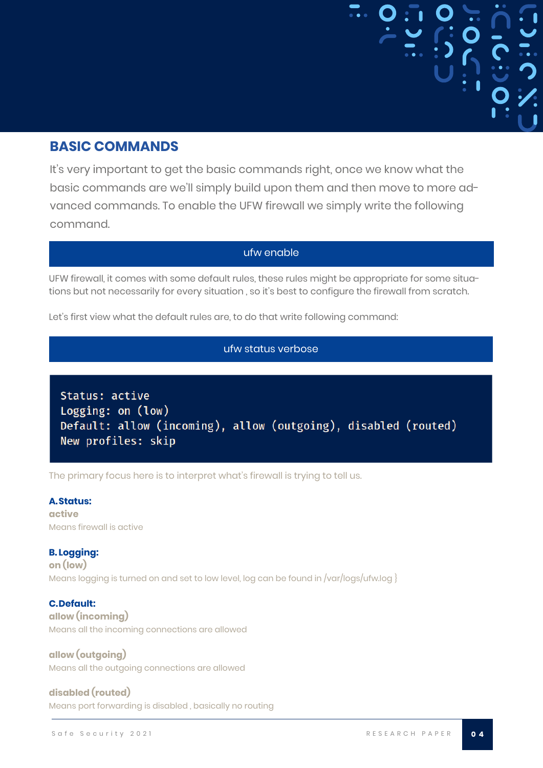## BASIC COMMANDS

It's very important to get the basic commands right, once we know what the basic commands are we'll simply build upon them and then move to more advanced commands. To enable the UFW firewall we simply write the following command.

```
ufw enable
```

UFW firewall, it comes with some default rules, these rules might be appropriate for some situations but not necessarily for every situation , so it's best to configure the firewall from scratch.

Let's first view what the default rules are, to do that write following command:

```
ufw status verbose
```

```
Status: active
Logging: on (low)
Default: allow (incoming), allow (outgoing), disabled (routed)
New profiles: skip
```

The primary focus here is to interpret what's firewall is trying to tell us.

**A. Status:**

**active**

Means firewall is active

**B. Logging:**

**on (low)**

Means logging is turned on and set to low level, log can be found in /var/logs/ufw.log }

**C. Default:**

**allow (incoming)**

Means all the incoming connections are allowed

**allow (outgoing)**

Means all the outgoing connections are allowed

**disabled (routed)**

Means port forwarding is disabled , basically no routing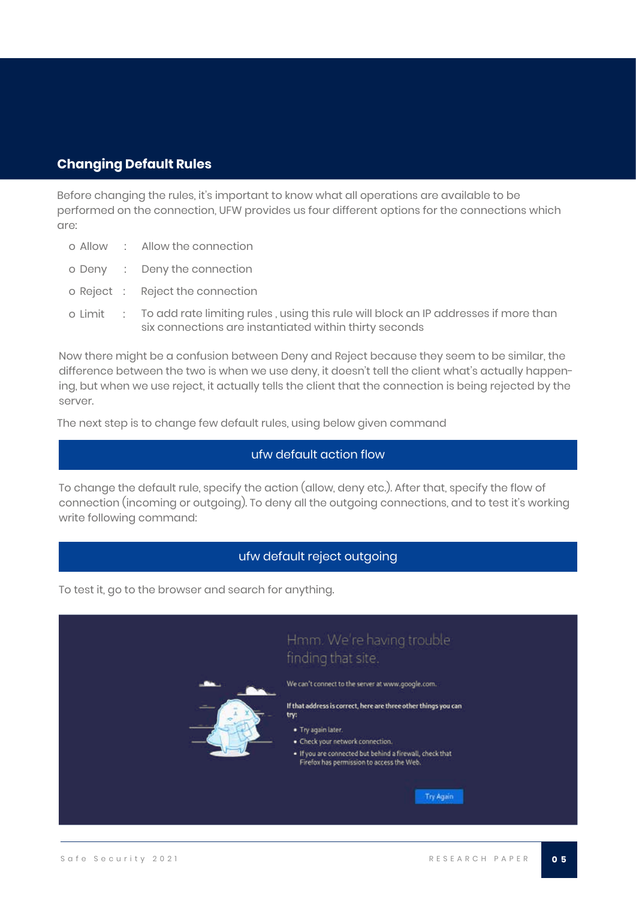## Changing Default Rules

Before changing the rules, it's important to know what all operations are available to be performed on the connection, UFW provides us four different options for the connections which are:

- Allow : Allow the connection
- Deny : Deny the connection
- Reject : Reject the connection
- Limit : To add rate limiting rules , using this rule will block an IP addresses if more than six connections are instantiated within thirty seconds

Now there might be a confusion between Deny and Reject because they seem to be similar, the difference between the two is when we use deny, it doesn't tell the client what's actually happening, but when we use reject, it actually tells the client that the connection is being rejected by the server.

The next step is to change few default rules, using below given command

```
ufw default action flow
```

To change the default rule, specify the action (allow, deny etc.). After that, specify the flow of connection (incoming or outgoing). To deny all the outgoing connections, and to test it's working write following command:

```
ufw default reject outgoing
```

To test it, go to the browser and search for anything.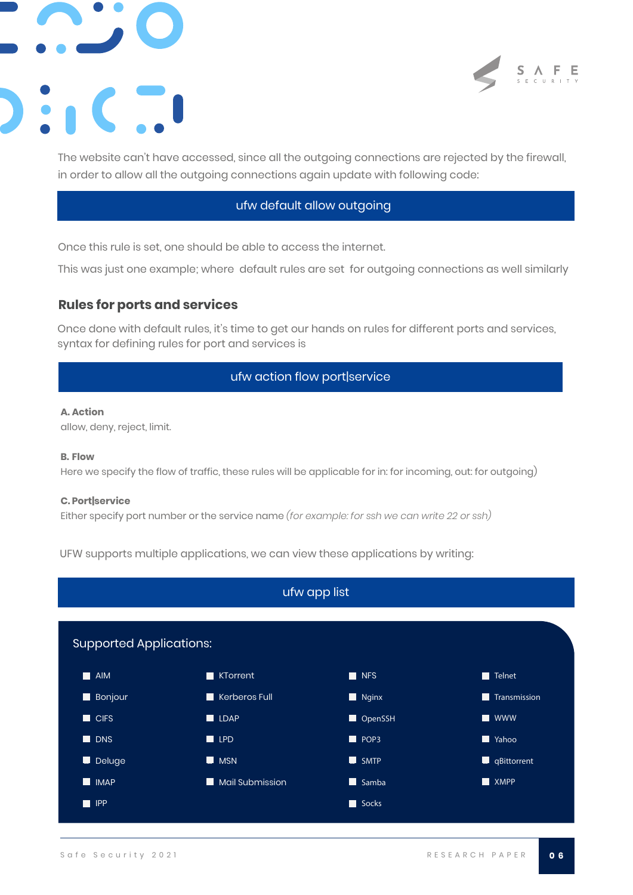The website can't have accessed, since all the outgoing connections are rejected by the firewall, in order to allow all the outgoing connections again update with following code:

```
ufw default allow outgoing
```

Once this rule is set, one should be able to access the internet.

This was just one example; where default rules are set for outgoing connections as well similarly

## Rules for ports and services

Once done with default rules, it's time to get our hands on rules for different ports and services, syntax for defining rules for port and services is

```
ufw action flow port|service
```

**A. Action**
allow, deny, reject, limit.

**B. Flow**
Here we specify the flow of traffic, these rules will be applicable for in: for incoming, out: for outgoing)

**C. Port|service**
Either specify port number or the service name *(for example: for ssh we can write 22 or ssh)*

UFW supports multiple applications, we can view these applications by writing:

```
ufw app list
```

Supported Applications:

- AIM
- Bonjour
- CIFS
- DNS
- Deluge
- IMAP
- IPP
- KTorrent
- Kerberos Full
- LDAP
- LPD
- MSN
- Mail Submission
- NFS
- Nginx
- OpenSSH
- POP3
- SMTP
- Samba
- Socks
- Telnet
- Transmission
- WWW
- Yahoo
- qBittorrent
- XMPP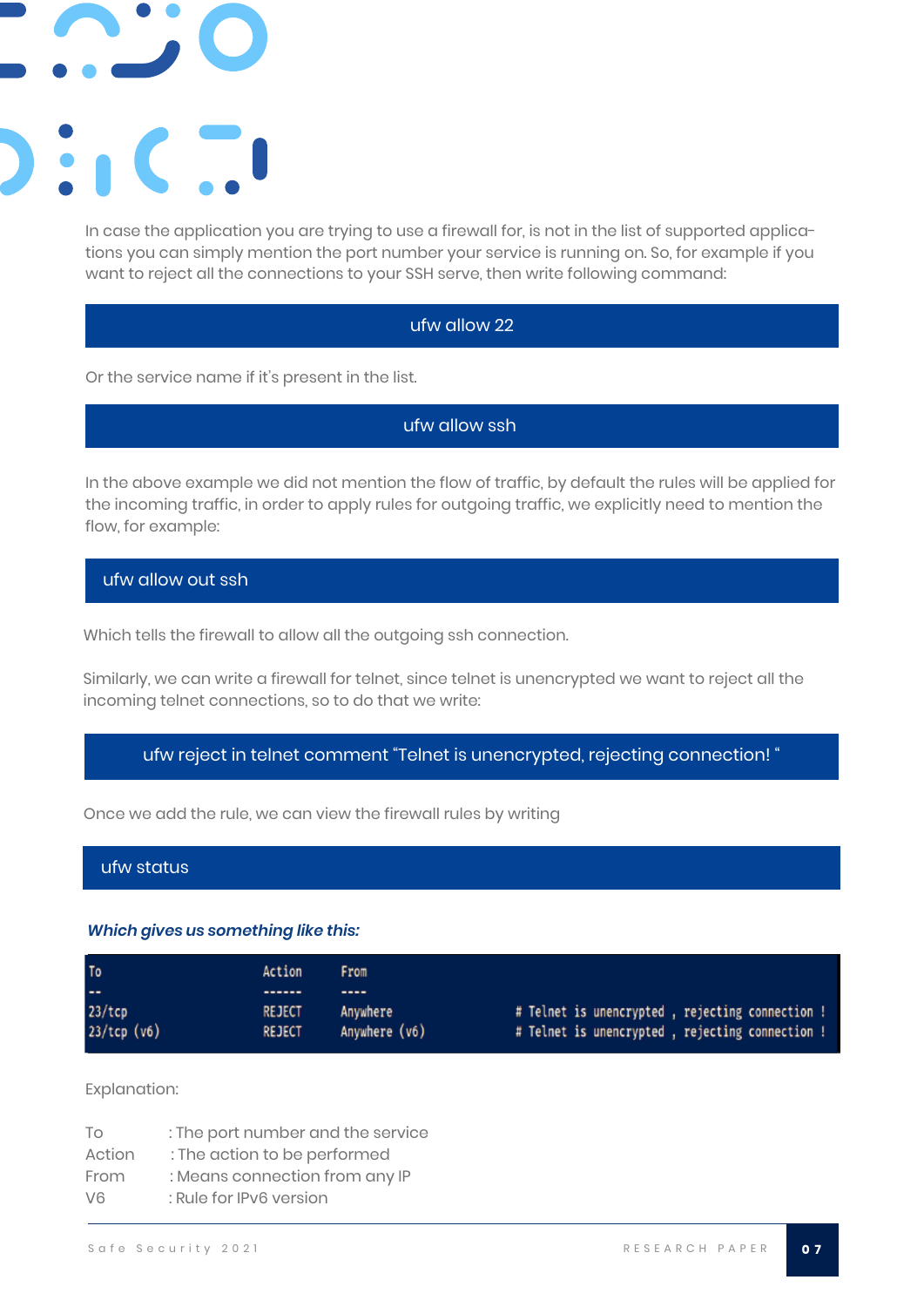In case the application you are trying to use a firewall for, is not in the list of supported applications you can simply mention the port number your service is running on. So, for example if you want to reject all the connections to your SSH serve, then write following command:

```
ufw allow 22
```

Or the service name if it's present in the list.

```
ufw allow ssh
```

In the above example we did not mention the flow of traffic, by default the rules will be applied for the incoming traffic, in order to apply rules for outgoing traffic, we explicitly need to mention the flow, for example:

```
ufw allow out ssh
```

Which tells the firewall to allow all the outgoing ssh connection.

Similarly, we can write a firewall for telnet, since telnet is unencrypted we want to reject all the incoming telnet connections, so to do that we write:

```
ufw reject in telnet comment "Telnet is unencrypted, rejecting connection! "
```

Once we add the rule, we can view the firewall rules by writing

```
ufw status
```

***Which gives us something like this:***

```
To                 Action      From
--                 ------      ----
23/tcp             REJECT      Anywhere                  # Telnet is unencrypted , rejecting connection !
23/tcp (v6)        REJECT      Anywhere (v6)             # Telnet is unencrypted , rejecting connection !
```

Explanation:

To : The port number and the service
Action : The action to be performed
From : Means connection from any IP
V6 : Rule for IPv6 version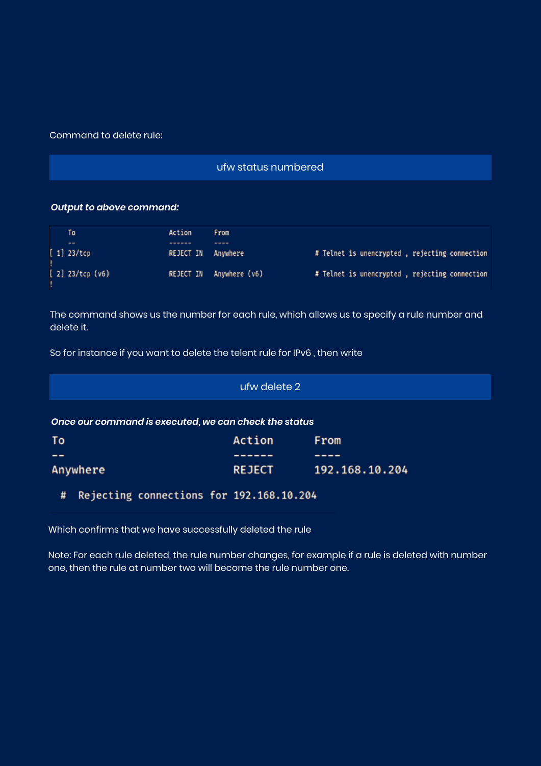Command to delete rule:

```
ufw status numbered
```

***Output to above command:***

```
     To                         Action      From
     --                         ------      ----
[ 1] 23/tcp                     REJECT IN   Anywhere                   # Telnet is unencrypted , rejecting connection
!
[ 2] 23/tcp (v6)                REJECT IN   Anywhere (v6)              # Telnet is unencrypted , rejecting connection
!
```

The command shows us the number for each rule, which allows us to specify a rule number and delete it.

So for instance if you want to delete the telent rule for IPv6 , then write

```
ufw delete 2
```

***Once our command is executed, we can check the status***

```
To                         Action      From
--                         ------      ----
Anywhere                   REJECT      192.168.10.204
  # Rejecting connections for 192.168.10.204
```

Which confirms that we have successfully deleted the rule

Note: For each rule deleted, the rule number changes, for example if a rule is deleted with number one, then the rule at number two will become the rule number one.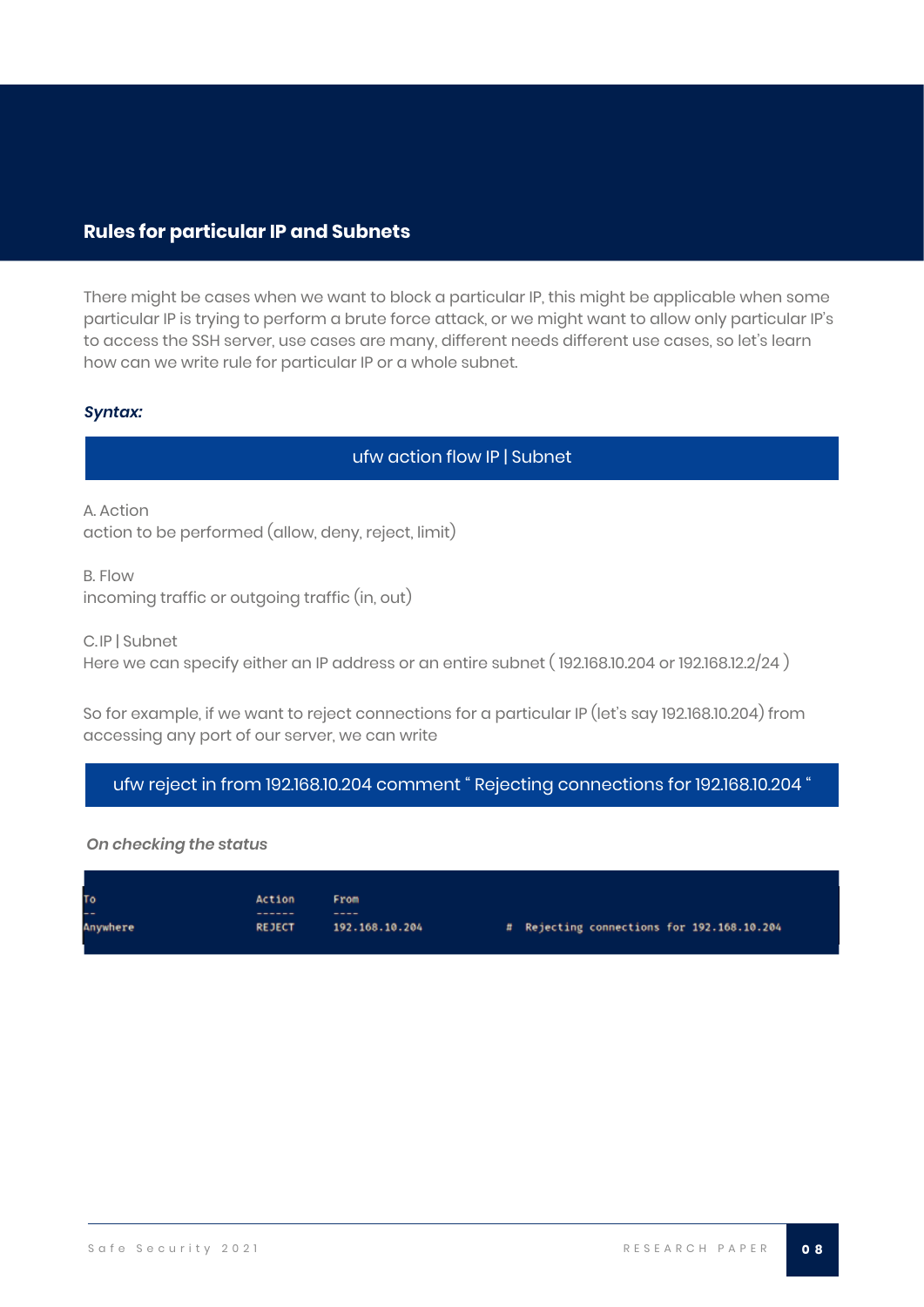## Rules for particular IP and Subnets

There might be cases when we want to block a particular IP, this might be applicable when some particular IP is trying to perform a brute force attack, or we might want to allow only particular IP's to access the SSH server, use cases are many, different needs different use cases, so let's learn how can we write rule for particular IP or a whole subnet.

***Syntax:***

```
ufw action flow IP | Subnet
```

A. Action
action to be performed (allow, deny, reject, limit)

B. Flow
incoming traffic or outgoing traffic (in, out)

C. IP | Subnet
Here we can specify either an IP address or an entire subnet ( 192.168.10.204 or 192.168.12.2/24 )

So for example, if we want to reject connections for a particular IP (let's say 192.168.10.204) from accessing any port of our server, we can write

```
ufw reject in from 192.168.10.204 comment " Rejecting connections for 192.168.10.204 "
```

***On checking the status***

```
To                         Action      From
--                         ------      ----
Anywhere                   REJECT      192.168.10.204             # Rejecting connections for 192.168.10.204
```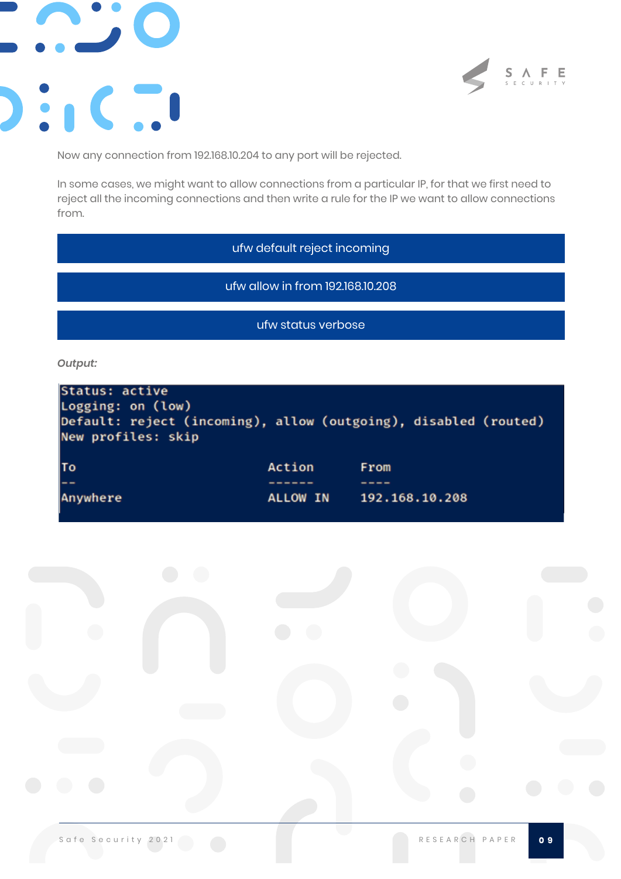Now any connection from 192.168.10.204 to any port will be rejected.

In some cases, we might want to allow connections from a particular IP, for that we first need to reject all the incoming connections and then write a rule for the IP we want to allow connections from.

```
ufw default reject incoming
```

```
ufw allow in from 192.168.10.208
```

```
ufw status verbose
```

***Output:***

```
Status: active
Logging: on (low)
Default: reject (incoming), allow (outgoing), disabled (routed)
New profiles: skip

To                         Action      From
--                         ------      ----
Anywhere                   ALLOW IN    192.168.10.208
```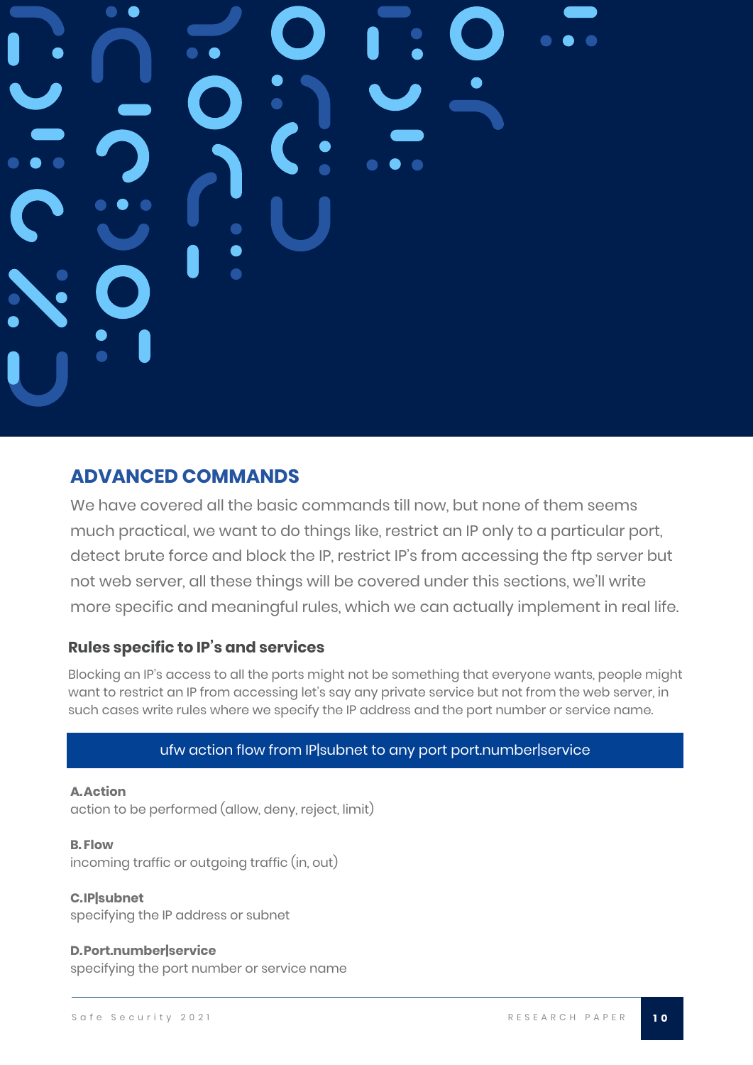## ADVANCED COMMANDS

We have covered all the basic commands till now, but none of them seems much practical, we want to do things like, restrict an IP only to a particular port, detect brute force and block the IP, restrict IP's from accessing the ftp server but not web server, all these things will be covered under this sections, we'll write more specific and meaningful rules, which we can actually implement in real life.

### Rules specific to IP's and services

Blocking an IP's access to all the ports might not be something that everyone wants, people might want to restrict an IP from accessing let's say any private service but not from the web server, in such cases write rules where we specify the IP address and the port number or service name.

```
ufw action flow from IP|subnet to any port port.number|service
```

**A.Action**
action to be performed (allow, deny, reject, limit)

**B. Flow**
incoming traffic or outgoing traffic (in, out)

**C.IP|subnet**
specifying the IP address or subnet

**D.Port.number|service**
specifying the port number or service name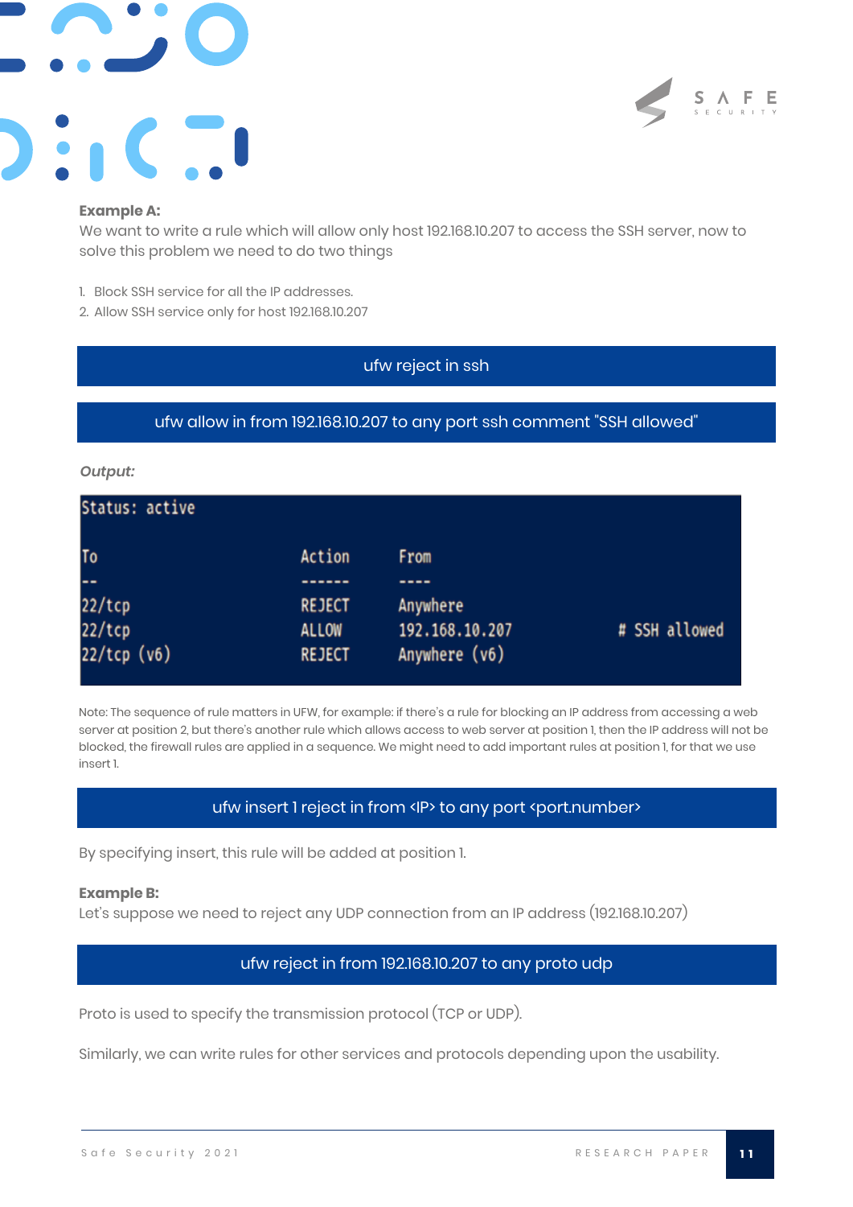**Example A:**
We want to write a rule which will allow only host 192.168.10.207 to access the SSH server, now to solve this problem we need to do two things

1. Block SSH service for all the IP addresses.
2. Allow SSH service only for host 192.168.10.207

```
ufw reject in ssh
```

```
ufw allow in from 192.168.10.207 to any port ssh comment "SSH allowed"
```

***Output:***

```
Status: active

To                         Action      From
--                         ------      ----
22/tcp                     REJECT      Anywhere
22/tcp                     ALLOW       192.168.10.207             # SSH allowed
22/tcp (v6)                REJECT      Anywhere (v6)
```

Note: The sequence of rule matters in UFW, for example: if there's a rule for blocking an IP address from accessing a web server at position 2, but there's another rule which allows access to web server at position 1, then the IP address will not be blocked, the firewall rules are applied in a sequence. We might need to add important rules at position 1, for that we use insert 1.

```
ufw insert 1 reject in from <IP> to any port <port.number>
```

By specifying insert, this rule will be added at position 1.

**Example B:**
Let's suppose we need to reject any UDP connection from an IP address (192.168.10.207)

```
ufw reject in from 192.168.10.207 to any proto udp
```

Proto is used to specify the transmission protocol (TCP or UDP).

Similarly, we can write rules for other services and protocols depending upon the usability.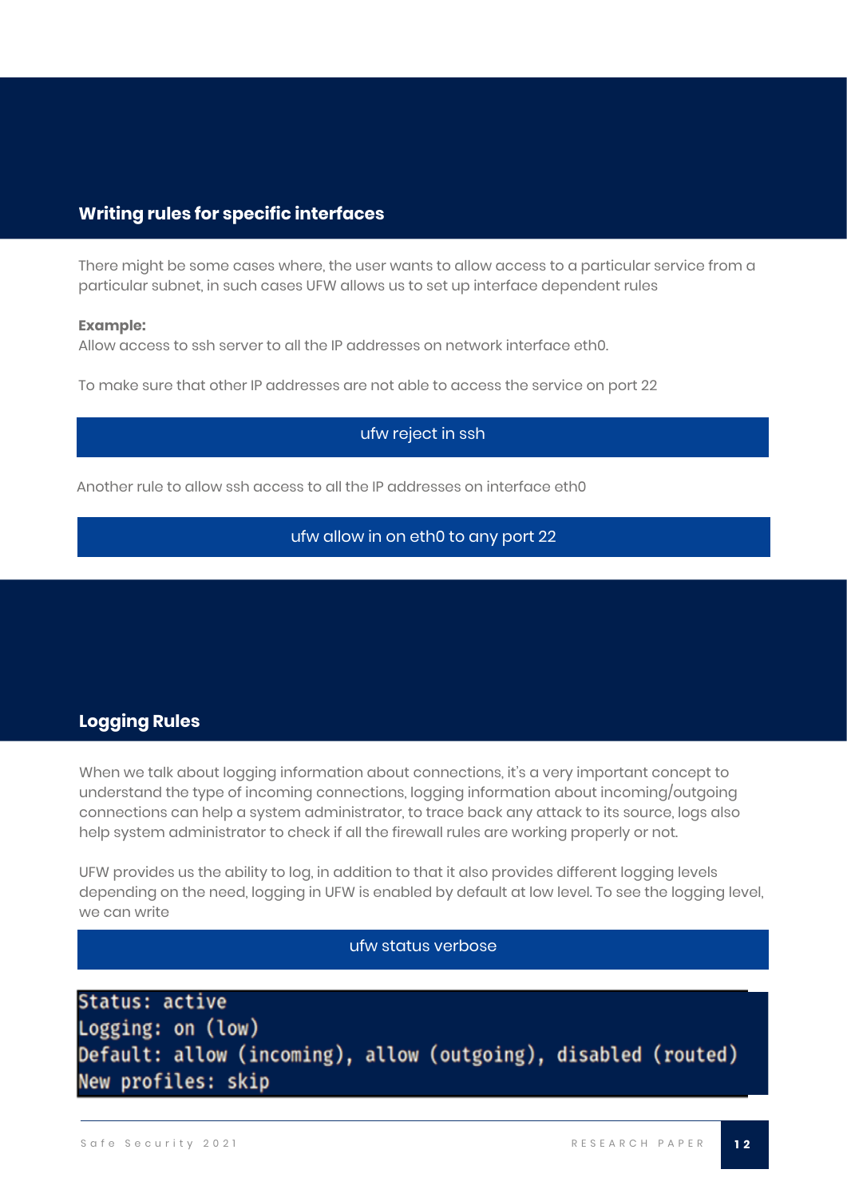## Writing rules for specific interfaces

There might be some cases where, the user wants to allow access to a particular service from a particular subnet, in such cases UFW allows us to set up interface dependent rules

**Example:**
Allow access to ssh server to all the IP addresses on network interface eth0.

To make sure that other IP addresses are not able to access the service on port 22

```
ufw reject in ssh
```

Another rule to allow ssh access to all the IP addresses on interface eth0

```
ufw allow in on eth0 to any port 22
```

## Logging Rules

When we talk about logging information about connections, it's a very important concept to understand the type of incoming connections, logging information about incoming/outgoing connections can help a system administrator, to trace back any attack to its source, logs also help system administrator to check if all the firewall rules are working properly or not.

UFW provides us the ability to log, in addition to that it also provides different logging levels depending on the need, logging in UFW is enabled by default at low level. To see the logging level, we can write

```
ufw status verbose
```

```
Status: active
Logging: on (low)
Default: allow (incoming), allow (outgoing), disabled (routed)
New profiles: skip
```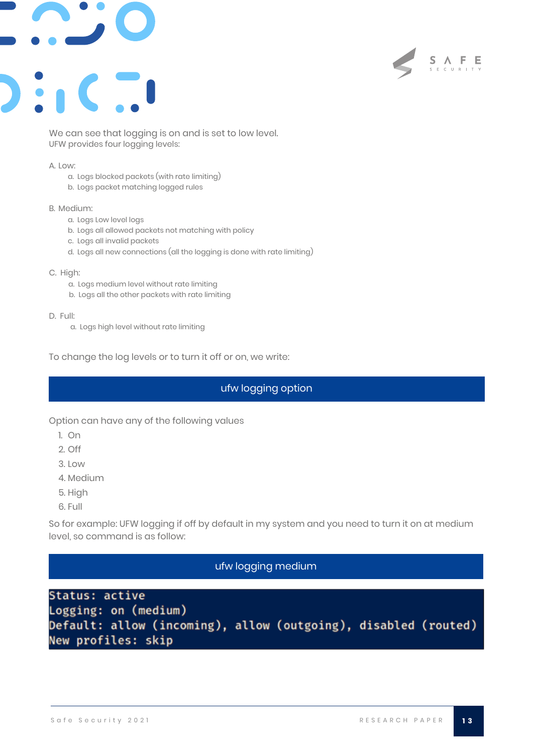We can see that logging is on and is set to low level.
UFW provides four logging levels:

A. Low:
   a. Logs blocked packets (with rate limiting)
   b. Logs packet matching logged rules

B. Medium:
   a. Logs Low level logs
   b. Logs all allowed packets not matching with policy
   c. Logs all invalid packets
   d. Logs all new connections (all the logging is done with rate limiting)

C. High:
   a. Logs medium level without rate limiting
   b. Logs all the other packets with rate limiting

D. Full:
   a. Logs high level without rate limiting

To change the log levels or to turn it off or on, we write:

```
ufw logging option
```

Option can have any of the following values

1. On
2. Off
3. Low
4. Medium
5. High
6. Full

So for example: UFW logging if off by default in my system and you need to turn it on at medium level, so command is as follow:

```
ufw logging medium
```

```
Status: active
Logging: on (medium)
Default: allow (incoming), allow (outgoing), disabled (routed)
New profiles: skip
```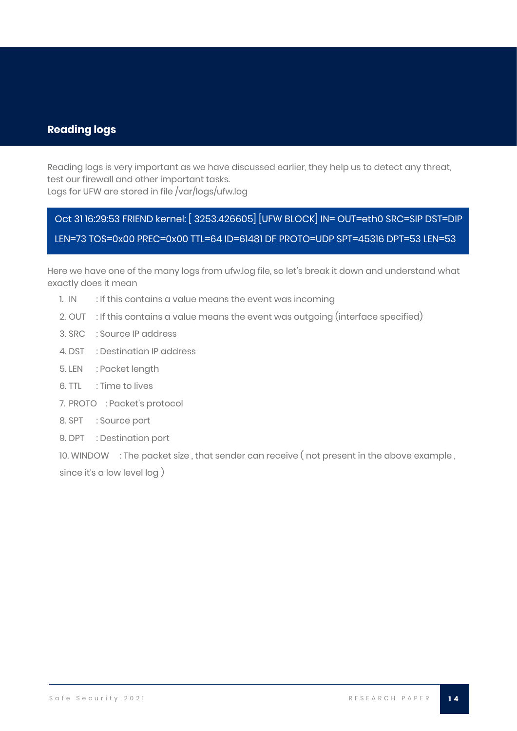## Reading logs

Reading logs is very important as we have discussed earlier, they help us to detect any threat, test our firewall and other important tasks.
Logs for UFW are stored in file /var/logs/ufw.log

```
Oct 31 16:29:53 FRIEND kernel: [ 3253.426605] [UFW BLOCK] IN= OUT=eth0 SRC=SIP DST=DIP LEN=73 TOS=0x00 PREC=0x00 TTL=64 ID=61481 DF PROTO=UDP SPT=45316 DPT=53 LEN=53
```

Here we have one of the many logs from ufw.log file, so let's break it down and understand what exactly does it mean

1. IN : If this contains a value means the event was incoming
2. OUT : If this contains a value means the event was outgoing (interface specified)
3. SRC : Source IP address
4. DST : Destination IP address
5. LEN : Packet length
6. TTL : Time to lives
7. PROTO : Packet's protocol
8. SPT : Source port
9. DPT : Destination port
10. WINDOW : The packet size , that sender can receive ( not present in the above example , since it's a low level log )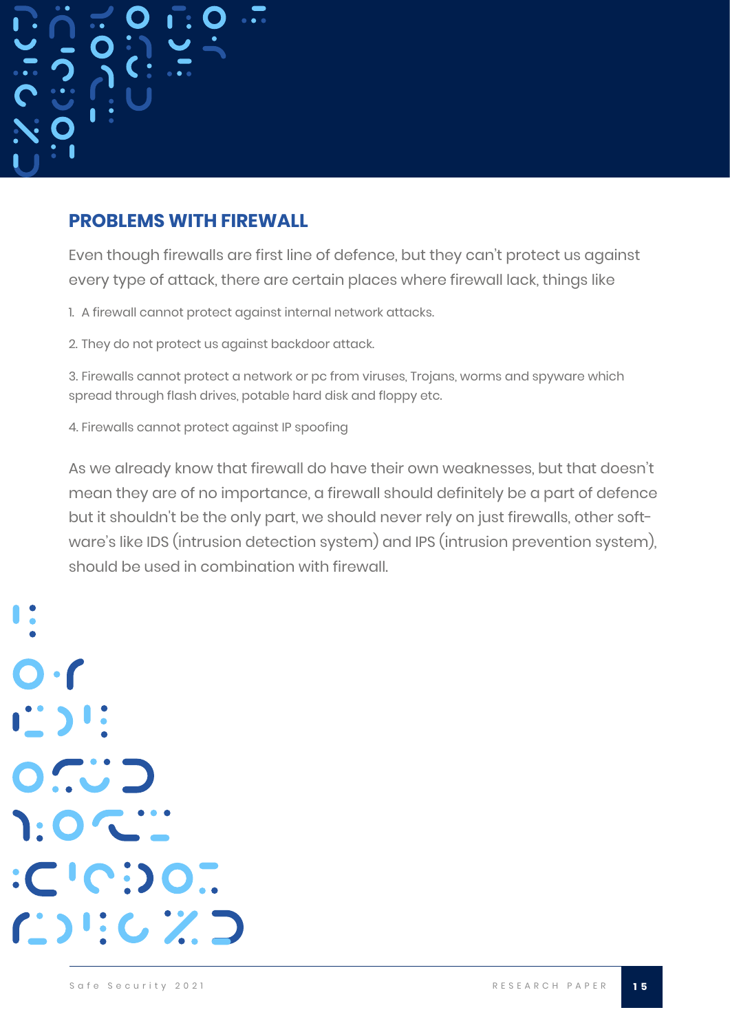## PROBLEMS WITH FIREWALL

Even though firewalls are first line of defence, but they can't protect us against every type of attack, there are certain places where firewall lack, things like

1. A firewall cannot protect against internal network attacks.
2. They do not protect us against backdoor attack.
3. Firewalls cannot protect a network or pc from viruses, Trojans, worms and spyware which spread through flash drives, potable hard disk and floppy etc.
4. Firewalls cannot protect against IP spoofing

As we already know that firewall do have their own weaknesses, but that doesn't mean they are of no importance, a firewall should definitely be a part of defence but it shouldn't be the only part, we should never rely on just firewalls, other software's like IDS (intrusion detection system) and IPS (intrusion prevention system), should be used in combination with firewall.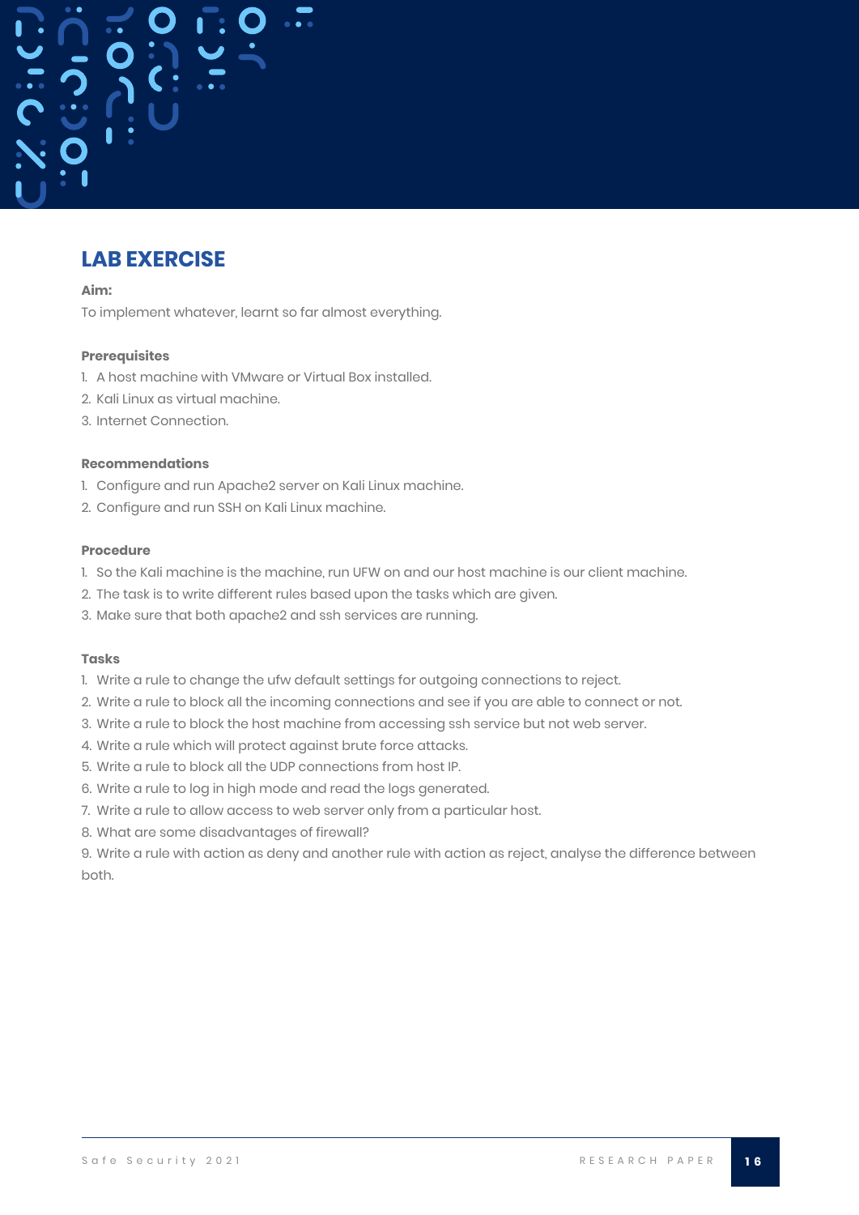## LAB EXERCISE

**Aim:**

To implement whatever, learnt so far almost everything.

**Prerequisites**

1. A host machine with VMware or Virtual Box installed.
2. Kali Linux as virtual machine.
3. Internet Connection.

**Recommendations**

1. Configure and run Apache2 server on Kali Linux machine.
2. Configure and run SSH on Kali Linux machine.

**Procedure**

1. So the Kali machine is the machine, run UFW on and our host machine is our client machine.
2. The task is to write different rules based upon the tasks which are given.
3. Make sure that both apache2 and ssh services are running.

**Tasks**

1. Write a rule to change the ufw default settings for outgoing connections to reject.
2. Write a rule to block all the incoming connections and see if you are able to connect or not.
3. Write a rule to block the host machine from accessing ssh service but not web server.
4. Write a rule which will protect against brute force attacks.
5. Write a rule to block all the UDP connections from host IP.
6. Write a rule to log in high mode and read the logs generated.
7. Write a rule to allow access to web server only from a particular host.
8. What are some disadvantages of firewall?
9. Write a rule with action as deny and another rule with action as reject, analyse the difference between both.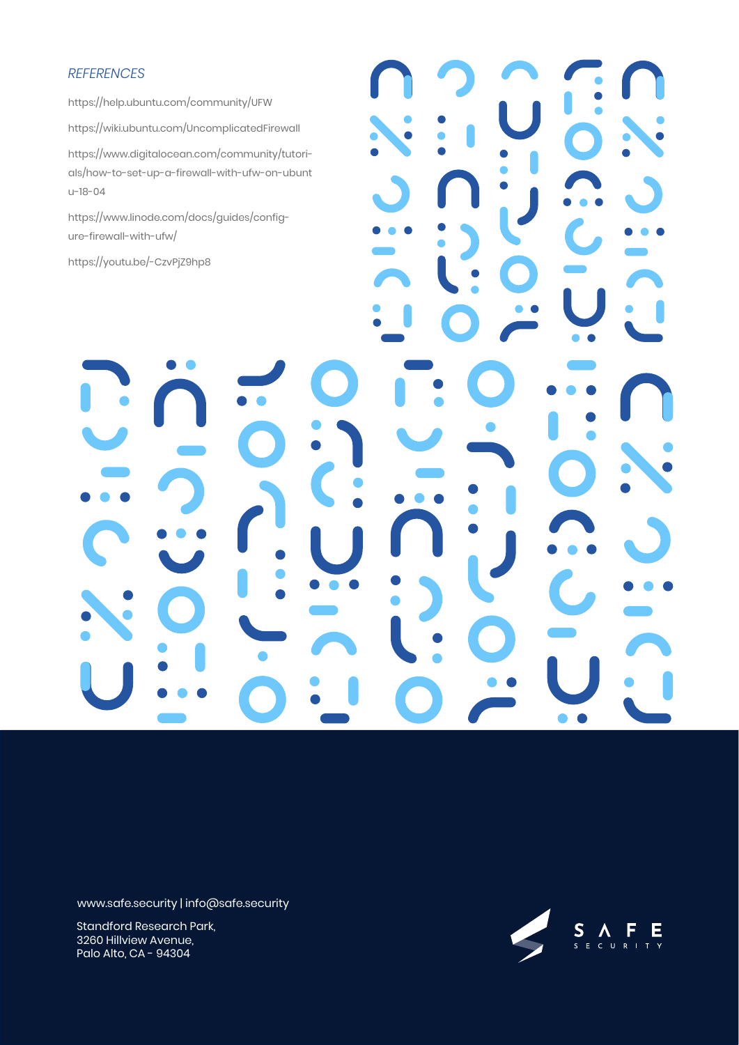*REFERENCES*

https://help.ubuntu.com/community/UFW

https://wiki.ubuntu.com/UncomplicatedFirewall

https://www.digitalocean.com/community/tutorials/how-to-set-up-a-firewall-with-ufw-on-ubuntu-18-04

https://www.linode.com/docs/guides/configure-firewall-with-ufw/

https://youtu.be/-CzvPjZ9hp8

www.safe.security | info@safe.security

Standford Research Park,
3260 Hillview Avenue,
Palo Alto, CA - 94304

SAFE SECURITY